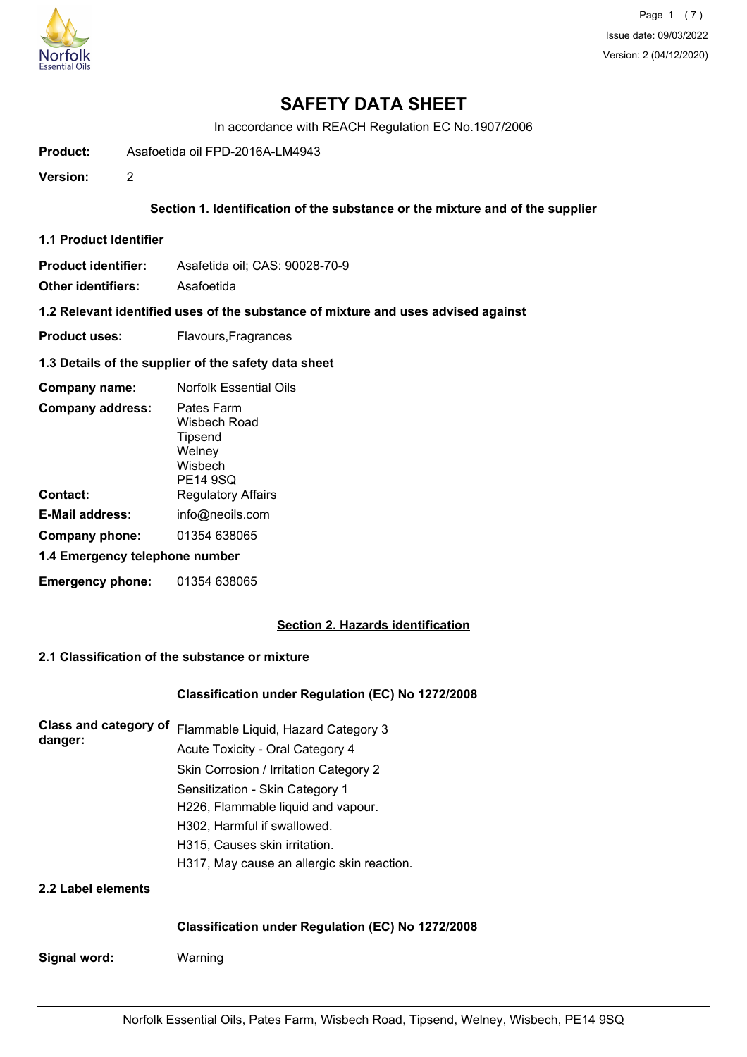# SAFETY DATA SHEET

In accordance with REACH Regulation EC No.1907/2006

**Product:** Asafoetida oil FPD-2016A-LM4943

**Version:** 2

## Section 1. Identification of the substance or the mixture and of the supplier

### 1.1 Product Identifier

**Product identifier:** Asafetida oil; CAS: 90028-70-9

**Other identifiers:** Asafoetida

### 1.2 Relevant identified uses of the substance of mixture and uses advised against

**Product uses:** Flavours,Fragrances

### 1.3 Details of the supplier of the safety data sheet

**Company name:** Norfolk Essential Oils

**Company address:** Pates Farm
Wisbech Road
Tipsend
Welney
Wisbech
PE14 9SQ

**Contact:** Regulatory Affairs

**E-Mail address:** info@neoils.com

**Company phone:** 01354 638065

### 1.4 Emergency telephone number

**Emergency phone:** 01354 638065

## Section 2. Hazards identification

### 2.1 Classification of the substance or mixture

**Classification under Regulation (EC) No 1272/2008**

**Class and category of danger:**

Flammable Liquid, Hazard Category 3
Acute Toxicity - Oral Category 4
Skin Corrosion / Irritation Category 2
Sensitization - Skin Category 1
H226, Flammable liquid and vapour.
H302, Harmful if swallowed.
H315, Causes skin irritation.
H317, May cause an allergic skin reaction.

### 2.2 Label elements

**Classification under Regulation (EC) No 1272/2008**

**Signal word:** Warning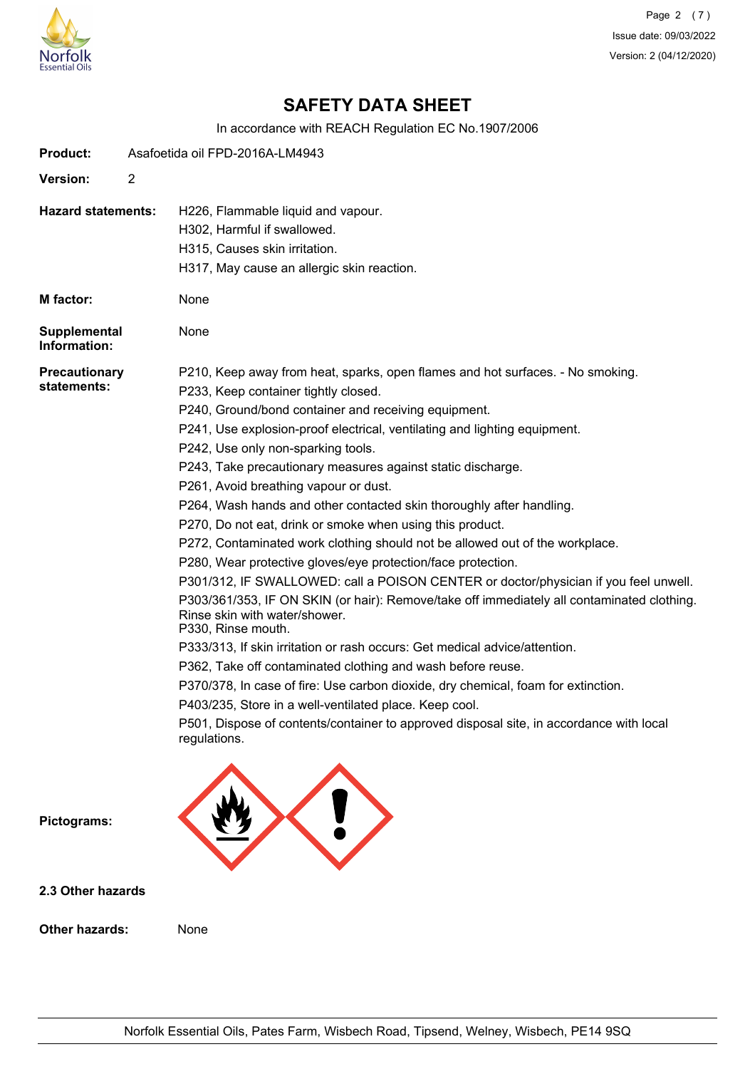# SAFETY DATA SHEET

In accordance with REACH Regulation EC No.1907/2006

**Product:** Asafoetida oil FPD-2016A-LM4943

**Version:** 2

**Hazard statements:**

H226, Flammable liquid and vapour.
H302, Harmful if swallowed.
H315, Causes skin irritation.
H317, May cause an allergic skin reaction.

**M factor:** None

**Supplemental Information:** None

**Precautionary statements:**

P210, Keep away from heat, sparks, open flames and hot surfaces. - No smoking.
P233, Keep container tightly closed.
P240, Ground/bond container and receiving equipment.
P241, Use explosion-proof electrical, ventilating and lighting equipment.
P242, Use only non-sparking tools.
P243, Take precautionary measures against static discharge.
P261, Avoid breathing vapour or dust.
P264, Wash hands and other contacted skin thoroughly after handling.
P270, Do not eat, drink or smoke when using this product.
P272, Contaminated work clothing should not be allowed out of the workplace.
P280, Wear protective gloves/eye protection/face protection.
P301/312, IF SWALLOWED: call a POISON CENTER or doctor/physician if you feel unwell.
P303/361/353, IF ON SKIN (or hair): Remove/take off immediately all contaminated clothing. Rinse skin with water/shower.
P330, Rinse mouth.
P333/313, If skin irritation or rash occurs: Get medical advice/attention.
P362, Take off contaminated clothing and wash before reuse.
P370/378, In case of fire: Use carbon dioxide, dry chemical, foam for extinction.
P403/235, Store in a well-ventilated place. Keep cool.
P501, Dispose of contents/container to approved disposal site, in accordance with local regulations.

**Pictograms:**

**2.3 Other hazards**

**Other hazards:** None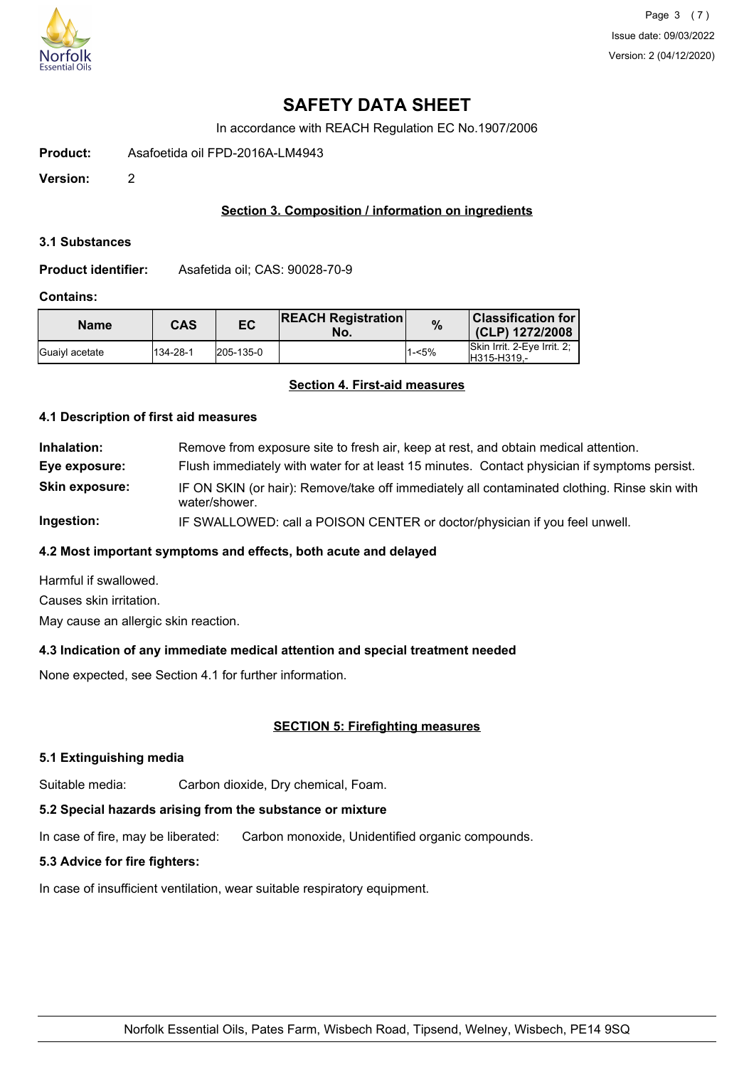# SAFETY DATA SHEET

In accordance with REACH Regulation EC No.1907/2006

**Product:** Asafoetida oil FPD-2016A-LM4943

**Version:** 2

## Section 3. Composition / information on ingredients

### 3.1 Substances

**Product identifier:** Asafetida oil; CAS: 90028-70-9

**Contains:**

| Name | CAS | EC | REACH Registration No. | % | Classification for (CLP) 1272/2008 |
|---|---|---|---|---|---|
| Guaiyl acetate | 134-28-1 | 205-135-0 | | 1-<5% | Skin Irrit. 2-Eye Irrit. 2;<br>H315-H319,- |

## Section 4. First-aid measures

### 4.1 Description of first aid measures

**Inhalation:** Remove from exposure site to fresh air, keep at rest, and obtain medical attention.

**Eye exposure:** Flush immediately with water for at least 15 minutes. Contact physician if symptoms persist.

**Skin exposure:** IF ON SKIN (or hair): Remove/take off immediately all contaminated clothing. Rinse skin with water/shower.

**Ingestion:** IF SWALLOWED: call a POISON CENTER or doctor/physician if you feel unwell.

### 4.2 Most important symptoms and effects, both acute and delayed

Harmful if swallowed.

Causes skin irritation.

May cause an allergic skin reaction.

### 4.3 Indication of any immediate medical attention and special treatment needed

None expected, see Section 4.1 for further information.

## SECTION 5: Firefighting measures

### 5.1 Extinguishing media

Suitable media: Carbon dioxide, Dry chemical, Foam.

### 5.2 Special hazards arising from the substance or mixture

In case of fire, may be liberated: Carbon monoxide, Unidentified organic compounds.

### 5.3 Advice for fire fighters:

In case of insufficient ventilation, wear suitable respiratory equipment.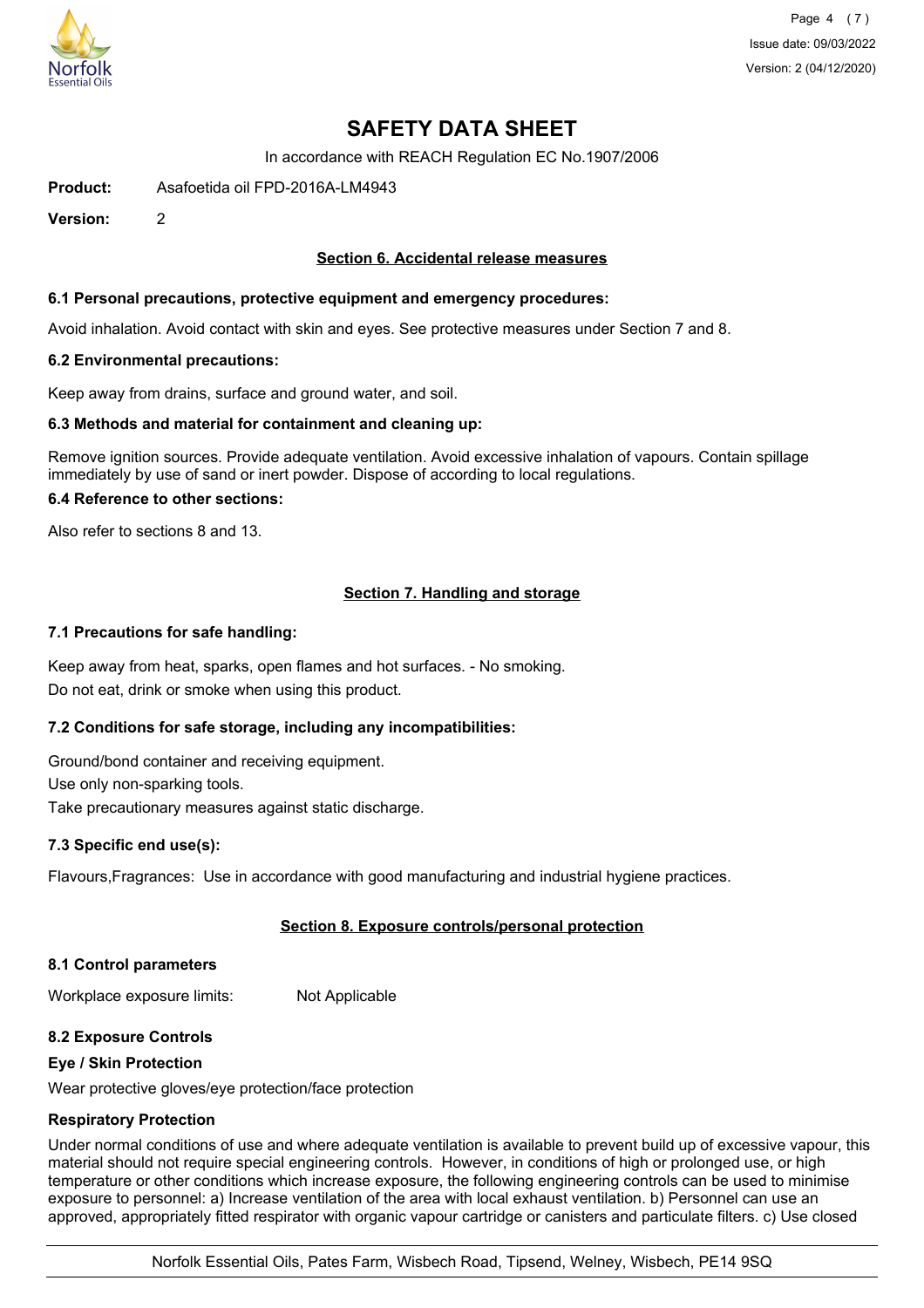# SAFETY DATA SHEET

In accordance with REACH Regulation EC No.1907/2006

**Product:** Asafoetida oil FPD-2016A-LM4943

**Version:** 2

## Section 6. Accidental release measures

### 6.1 Personal precautions, protective equipment and emergency procedures:

Avoid inhalation. Avoid contact with skin and eyes. See protective measures under Section 7 and 8.

### 6.2 Environmental precautions:

Keep away from drains, surface and ground water, and soil.

### 6.3 Methods and material for containment and cleaning up:

Remove ignition sources. Provide adequate ventilation. Avoid excessive inhalation of vapours. Contain spillage immediately by use of sand or inert powder. Dispose of according to local regulations.

### 6.4 Reference to other sections:

Also refer to sections 8 and 13.

## Section 7. Handling and storage

### 7.1 Precautions for safe handling:

Keep away from heat, sparks, open flames and hot surfaces. - No smoking.
Do not eat, drink or smoke when using this product.

### 7.2 Conditions for safe storage, including any incompatibilities:

Ground/bond container and receiving equipment.
Use only non-sparking tools.
Take precautionary measures against static discharge.

### 7.3 Specific end use(s):

Flavours,Fragrances: Use in accordance with good manufacturing and industrial hygiene practices.

## Section 8. Exposure controls/personal protection

### 8.1 Control parameters

Workplace exposure limits: Not Applicable

### 8.2 Exposure Controls

**Eye / Skin Protection**

Wear protective gloves/eye protection/face protection

**Respiratory Protection**

Under normal conditions of use and where adequate ventilation is available to prevent build up of excessive vapour, this material should not require special engineering controls. However, in conditions of high or prolonged use, or high temperature or other conditions which increase exposure, the following engineering controls can be used to minimise exposure to personnel: a) Increase ventilation of the area with local exhaust ventilation. b) Personnel can use an approved, appropriately fitted respirator with organic vapour cartridge or canisters and particulate filters. c) Use closed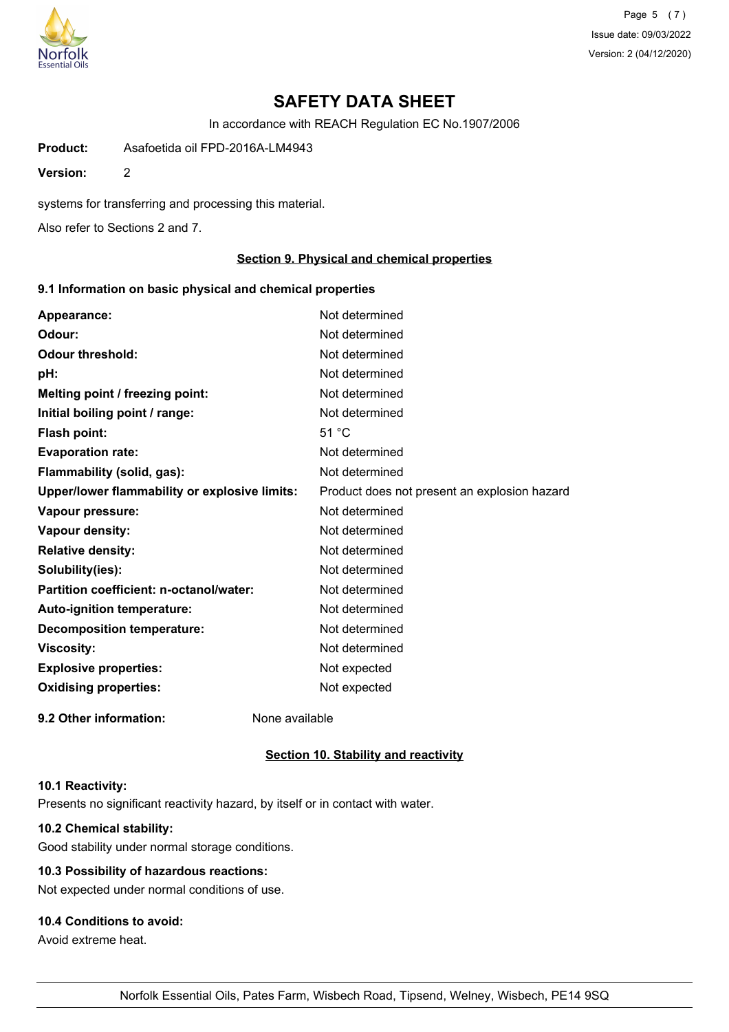# SAFETY DATA SHEET

In accordance with REACH Regulation EC No.1907/2006

**Product:** Asafoetida oil FPD-2016A-LM4943

**Version:** 2

systems for transferring and processing this material.

Also refer to Sections 2 and 7.

## Section 9. Physical and chemical properties

### 9.1 Information on basic physical and chemical properties

| | |
|---|---|
| **Appearance:** | Not determined |
| **Odour:** | Not determined |
| **Odour threshold:** | Not determined |
| **pH:** | Not determined |
| **Melting point / freezing point:** | Not determined |
| **Initial boiling point / range:** | Not determined |
| **Flash point:** | 51 °C |
| **Evaporation rate:** | Not determined |
| **Flammability (solid, gas):** | Not determined |
| **Upper/lower flammability or explosive limits:** | Product does not present an explosion hazard |
| **Vapour pressure:** | Not determined |
| **Vapour density:** | Not determined |
| **Relative density:** | Not determined |
| **Solubility(ies):** | Not determined |
| **Partition coefficient: n-octanol/water:** | Not determined |
| **Auto-ignition temperature:** | Not determined |
| **Decomposition temperature:** | Not determined |
| **Viscosity:** | Not determined |
| **Explosive properties:** | Not expected |
| **Oxidising properties:** | Not expected |

**9.2 Other information:** None available

## Section 10. Stability and reactivity

**10.1 Reactivity:**

Presents no significant reactivity hazard, by itself or in contact with water.

**10.2 Chemical stability:**

Good stability under normal storage conditions.

**10.3 Possibility of hazardous reactions:**

Not expected under normal conditions of use.

**10.4 Conditions to avoid:**

Avoid extreme heat.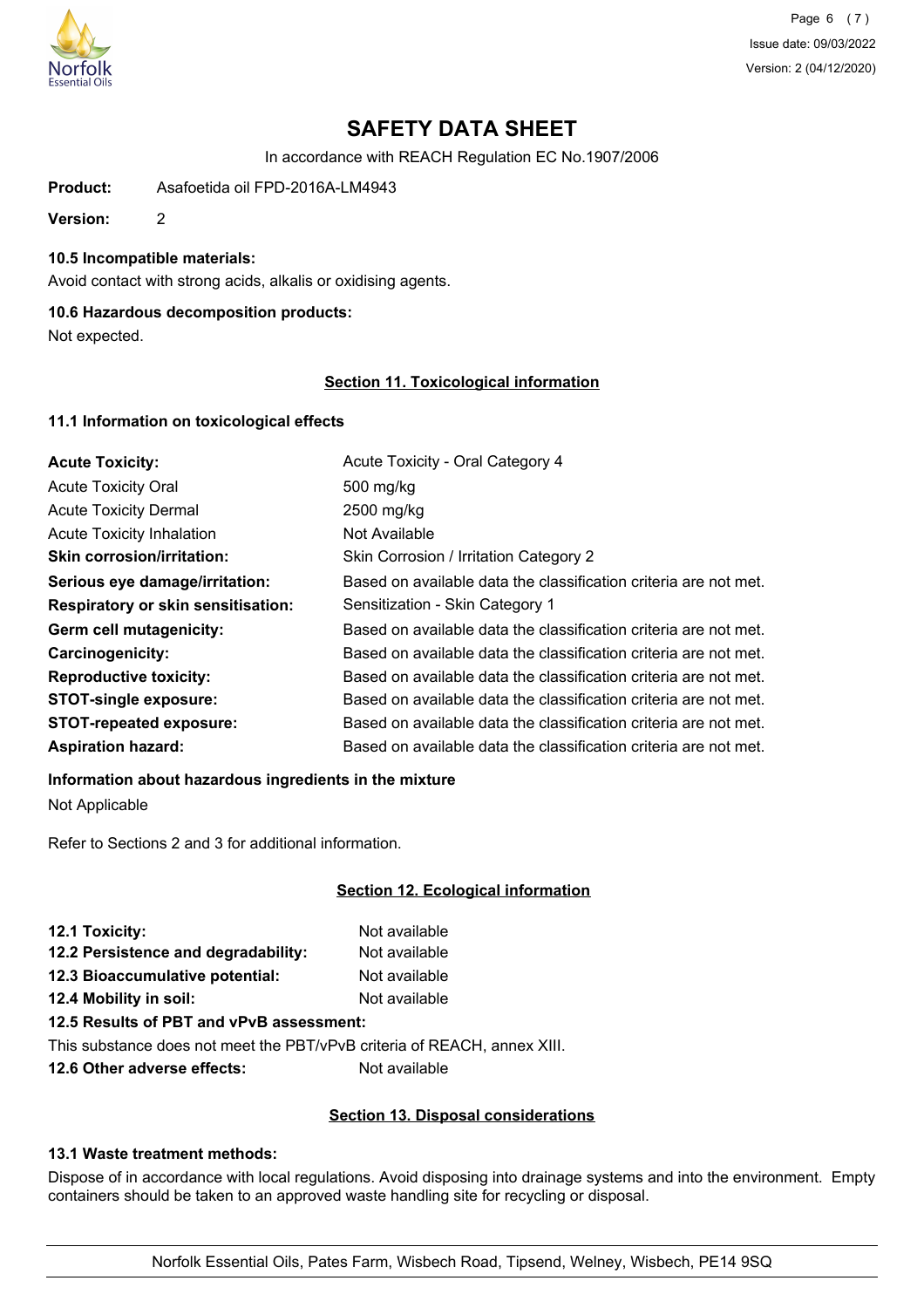# SAFETY DATA SHEET

In accordance with REACH Regulation EC No.1907/2006

**Product:** Asafoetida oil FPD-2016A-LM4943

**Version:** 2

**10.5 Incompatible materials:**

Avoid contact with strong acids, alkalis or oxidising agents.

**10.6 Hazardous decomposition products:**

Not expected.

## Section 11. Toxicological information

**11.1 Information on toxicological effects**

| | |
|---|---|
| **Acute Toxicity:** | Acute Toxicity - Oral Category 4 |
| Acute Toxicity Oral | 500 mg/kg |
| Acute Toxicity Dermal | 2500 mg/kg |
| Acute Toxicity Inhalation | Not Available |
| **Skin corrosion/irritation:** | Skin Corrosion / Irritation Category 2 |
| **Serious eye damage/irritation:** | Based on available data the classification criteria are not met. |
| **Respiratory or skin sensitisation:** | Sensitization - Skin Category 1 |
| **Germ cell mutagenicity:** | Based on available data the classification criteria are not met. |
| **Carcinogenicity:** | Based on available data the classification criteria are not met. |
| **Reproductive toxicity:** | Based on available data the classification criteria are not met. |
| **STOT-single exposure:** | Based on available data the classification criteria are not met. |
| **STOT-repeated exposure:** | Based on available data the classification criteria are not met. |
| **Aspiration hazard:** | Based on available data the classification criteria are not met. |

**Information about hazardous ingredients in the mixture**

Not Applicable

Refer to Sections 2 and 3 for additional information.

## Section 12. Ecological information

| | |
|---|---|
| **12.1 Toxicity:** | Not available |
| **12.2 Persistence and degradability:** | Not available |
| **12.3 Bioaccumulative potential:** | Not available |
| **12.4 Mobility in soil:** | Not available |

**12.5 Results of PBT and vPvB assessment:**

This substance does not meet the PBT/vPvB criteria of REACH, annex XIII.

**12.6 Other adverse effects:** Not available

## Section 13. Disposal considerations

**13.1 Waste treatment methods:**

Dispose of in accordance with local regulations. Avoid disposing into drainage systems and into the environment. Empty containers should be taken to an approved waste handling site for recycling or disposal.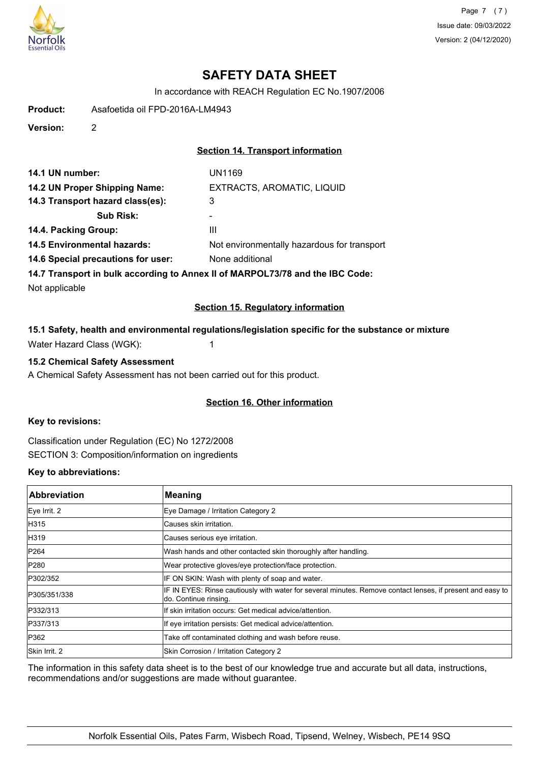# SAFETY DATA SHEET

In accordance with REACH Regulation EC No.1907/2006

**Product:** Asafoetida oil FPD-2016A-LM4943

**Version:** 2

## Section 14. Transport information

| | |
|---|---|
| **14.1 UN number:** | UN1169 |
| **14.2 UN Proper Shipping Name:** | EXTRACTS, AROMATIC, LIQUID |
| **14.3 Transport hazard class(es):** | 3 |
| **Sub Risk:** | - |
| **14.4. Packing Group:** | III |
| **14.5 Environmental hazards:** | Not environmentally hazardous for transport |
| **14.6 Special precautions for user:** | None additional |

**14.7 Transport in bulk according to Annex II of MARPOL73/78 and the IBC Code:**

Not applicable

## Section 15. Regulatory information

### 15.1 Safety, health and environmental regulations/legislation specific for the substance or mixture

Water Hazard Class (WGK): 1

### 15.2 Chemical Safety Assessment

A Chemical Safety Assessment has not been carried out for this product.

## Section 16. Other information

**Key to revisions:**

Classification under Regulation (EC) No 1272/2008

SECTION 3: Composition/information on ingredients

**Key to abbreviations:**

| Abbreviation | Meaning |
|---|---|
| Eye Irrit. 2 | Eye Damage / Irritation Category 2 |
| H315 | Causes skin irritation. |
| H319 | Causes serious eye irritation. |
| P264 | Wash hands and other contacted skin thoroughly after handling. |
| P280 | Wear protective gloves/eye protection/face protection. |
| P302/352 | IF ON SKIN: Wash with plenty of soap and water. |
| P305/351/338 | IF IN EYES: Rinse cautiously with water for several minutes. Remove contact lenses, if present and easy to do. Continue rinsing. |
| P332/313 | If skin irritation occurs: Get medical advice/attention. |
| P337/313 | If eye irritation persists: Get medical advice/attention. |
| P362 | Take off contaminated clothing and wash before reuse. |
| Skin Irrit. 2 | Skin Corrosion / Irritation Category 2 |

The information in this safety data sheet is to the best of our knowledge true and accurate but all data, instructions, recommendations and/or suggestions are made without guarantee.